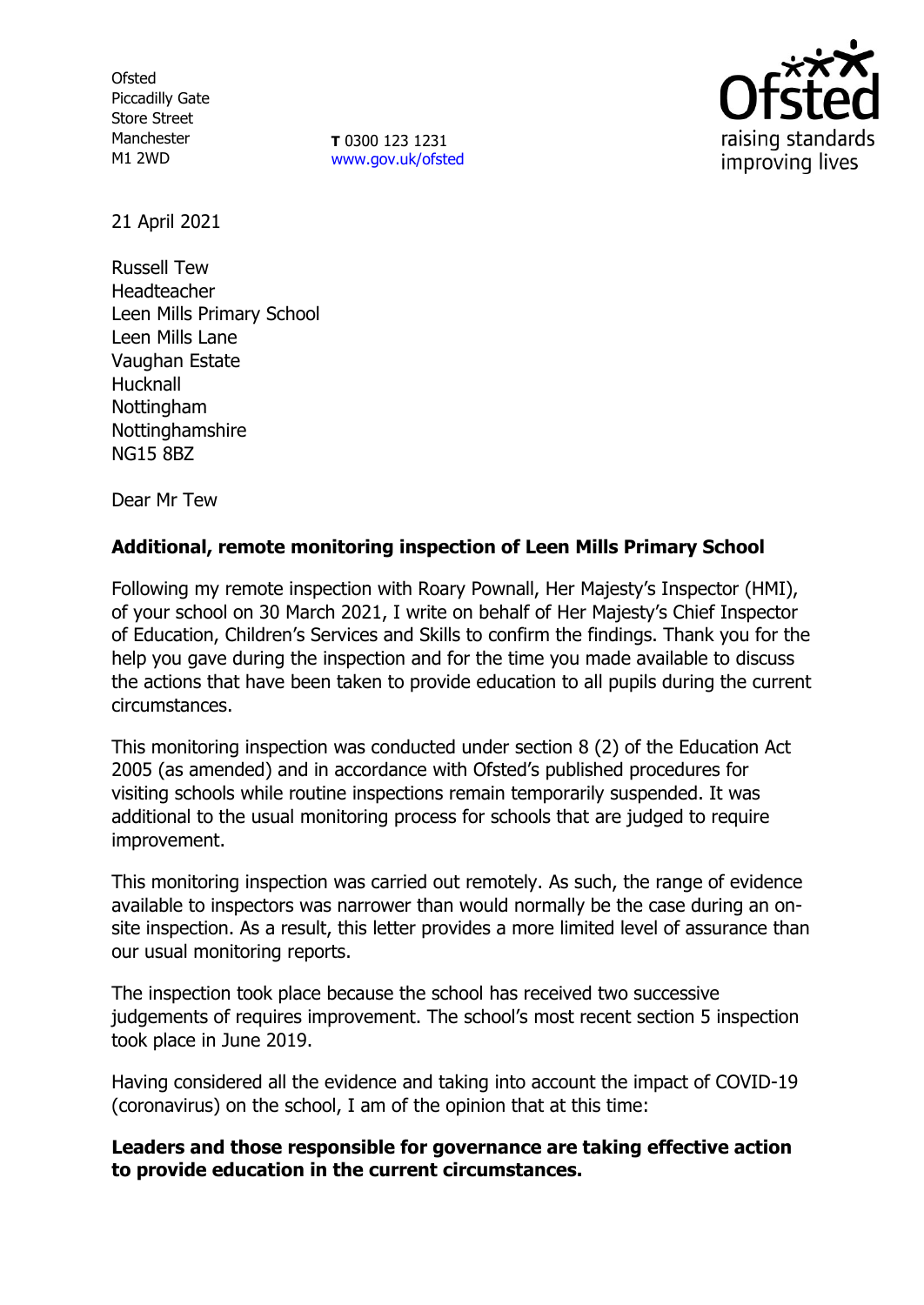Ofsted
Piccadilly Gate
Store Street
Manchester
M1 2WD

**T** 0300 123 1231
www.gov.uk/ofsted

21 April 2021

Russell Tew
Headteacher
Leen Mills Primary School
Leen Mills Lane
Vaughan Estate
Hucknall
Nottingham
Nottinghamshire
NG15 8BZ

Dear Mr Tew

**Additional, remote monitoring inspection of Leen Mills Primary School**

Following my remote inspection with Roary Pownall, Her Majesty's Inspector (HMI), of your school on 30 March 2021, I write on behalf of Her Majesty's Chief Inspector of Education, Children's Services and Skills to confirm the findings. Thank you for the help you gave during the inspection and for the time you made available to discuss the actions that have been taken to provide education to all pupils during the current circumstances.

This monitoring inspection was conducted under section 8 (2) of the Education Act 2005 (as amended) and in accordance with Ofsted's published procedures for visiting schools while routine inspections remain temporarily suspended. It was additional to the usual monitoring process for schools that are judged to require improvement.

This monitoring inspection was carried out remotely. As such, the range of evidence available to inspectors was narrower than would normally be the case during an on-site inspection. As a result, this letter provides a more limited level of assurance than our usual monitoring reports.

The inspection took place because the school has received two successive judgements of requires improvement. The school's most recent section 5 inspection took place in June 2019.

Having considered all the evidence and taking into account the impact of COVID-19 (coronavirus) on the school, I am of the opinion that at this time:

**Leaders and those responsible for governance are taking effective action to provide education in the current circumstances.**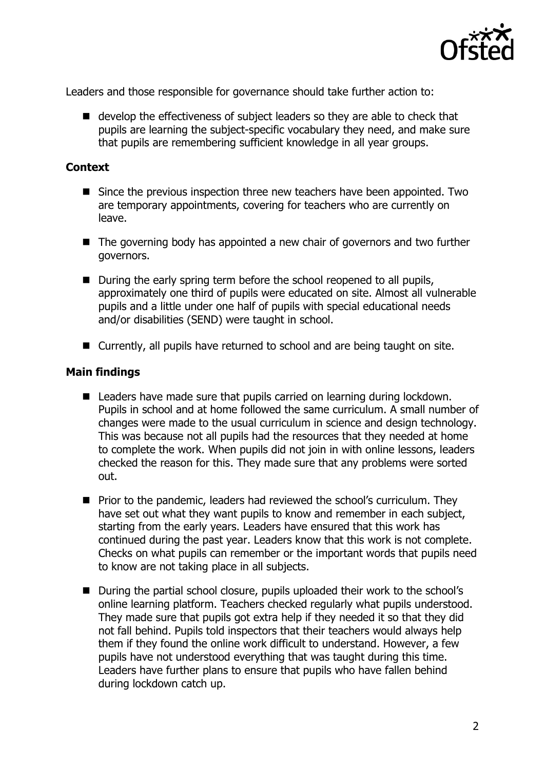Leaders and those responsible for governance should take further action to:

- develop the effectiveness of subject leaders so they are able to check that pupils are learning the subject-specific vocabulary they need, and make sure that pupils are remembering sufficient knowledge in all year groups.

### Context

- Since the previous inspection three new teachers have been appointed. Two are temporary appointments, covering for teachers who are currently on leave.
- The governing body has appointed a new chair of governors and two further governors.
- During the early spring term before the school reopened to all pupils, approximately one third of pupils were educated on site. Almost all vulnerable pupils and a little under one half of pupils with special educational needs and/or disabilities (SEND) were taught in school.
- Currently, all pupils have returned to school and are being taught on site.

### Main findings

- Leaders have made sure that pupils carried on learning during lockdown. Pupils in school and at home followed the same curriculum. A small number of changes were made to the usual curriculum in science and design technology. This was because not all pupils had the resources that they needed at home to complete the work. When pupils did not join in with online lessons, leaders checked the reason for this. They made sure that any problems were sorted out.
- Prior to the pandemic, leaders had reviewed the school's curriculum. They have set out what they want pupils to know and remember in each subject, starting from the early years. Leaders have ensured that this work has continued during the past year. Leaders know that this work is not complete. Checks on what pupils can remember or the important words that pupils need to know are not taking place in all subjects.
- During the partial school closure, pupils uploaded their work to the school's online learning platform. Teachers checked regularly what pupils understood. They made sure that pupils got extra help if they needed it so that they did not fall behind. Pupils told inspectors that their teachers would always help them if they found the online work difficult to understand. However, a few pupils have not understood everything that was taught during this time. Leaders have further plans to ensure that pupils who have fallen behind during lockdown catch up.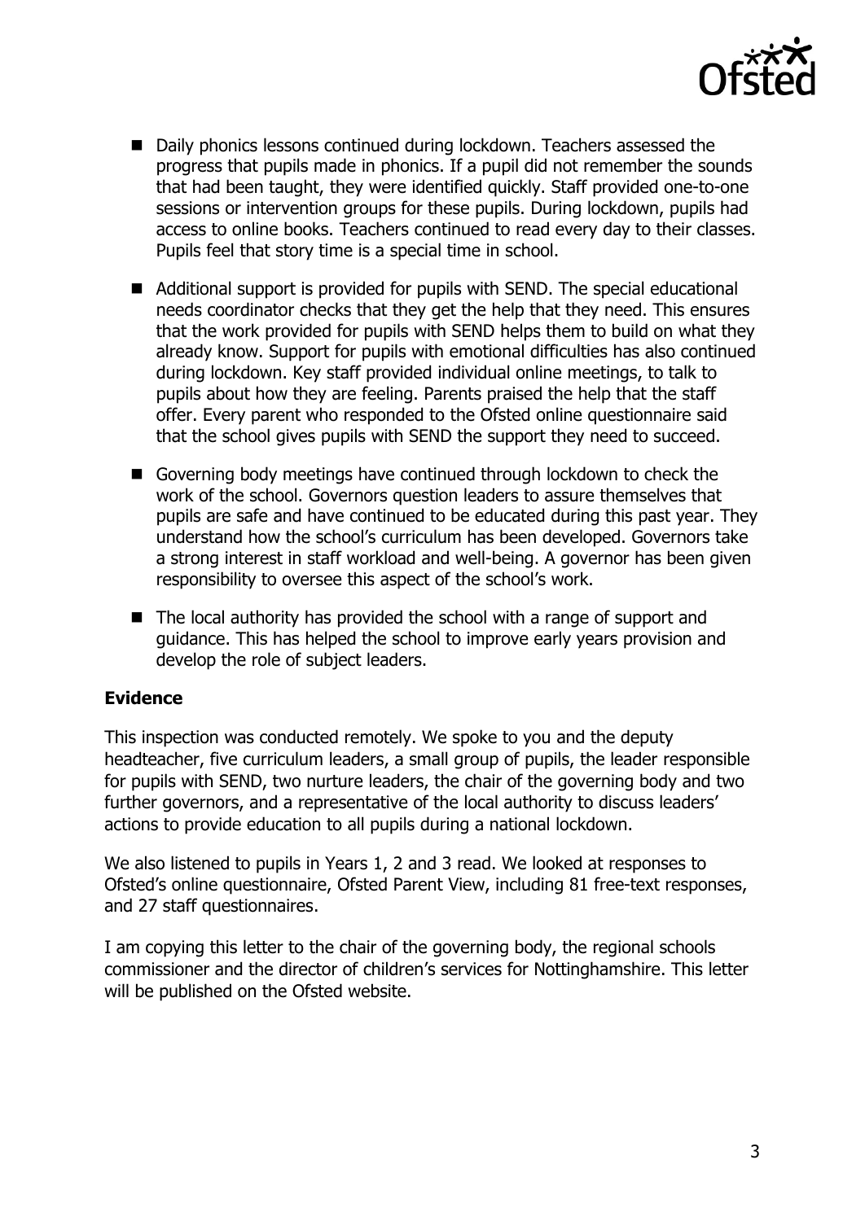- Daily phonics lessons continued during lockdown. Teachers assessed the progress that pupils made in phonics. If a pupil did not remember the sounds that had been taught, they were identified quickly. Staff provided one-to-one sessions or intervention groups for these pupils. During lockdown, pupils had access to online books. Teachers continued to read every day to their classes. Pupils feel that story time is a special time in school.

- Additional support is provided for pupils with SEND. The special educational needs coordinator checks that they get the help that they need. This ensures that the work provided for pupils with SEND helps them to build on what they already know. Support for pupils with emotional difficulties has also continued during lockdown. Key staff provided individual online meetings, to talk to pupils about how they are feeling. Parents praised the help that the staff offer. Every parent who responded to the Ofsted online questionnaire said that the school gives pupils with SEND the support they need to succeed.

- Governing body meetings have continued through lockdown to check the work of the school. Governors question leaders to assure themselves that pupils are safe and have continued to be educated during this past year. They understand how the school's curriculum has been developed. Governors take a strong interest in staff workload and well-being. A governor has been given responsibility to oversee this aspect of the school's work.

- The local authority has provided the school with a range of support and guidance. This has helped the school to improve early years provision and develop the role of subject leaders.

**Evidence**

This inspection was conducted remotely. We spoke to you and the deputy headteacher, five curriculum leaders, a small group of pupils, the leader responsible for pupils with SEND, two nurture leaders, the chair of the governing body and two further governors, and a representative of the local authority to discuss leaders' actions to provide education to all pupils during a national lockdown.

We also listened to pupils in Years 1, 2 and 3 read. We looked at responses to Ofsted's online questionnaire, Ofsted Parent View, including 81 free-text responses, and 27 staff questionnaires.

I am copying this letter to the chair of the governing body, the regional schools commissioner and the director of children's services for Nottinghamshire. This letter will be published on the Ofsted website.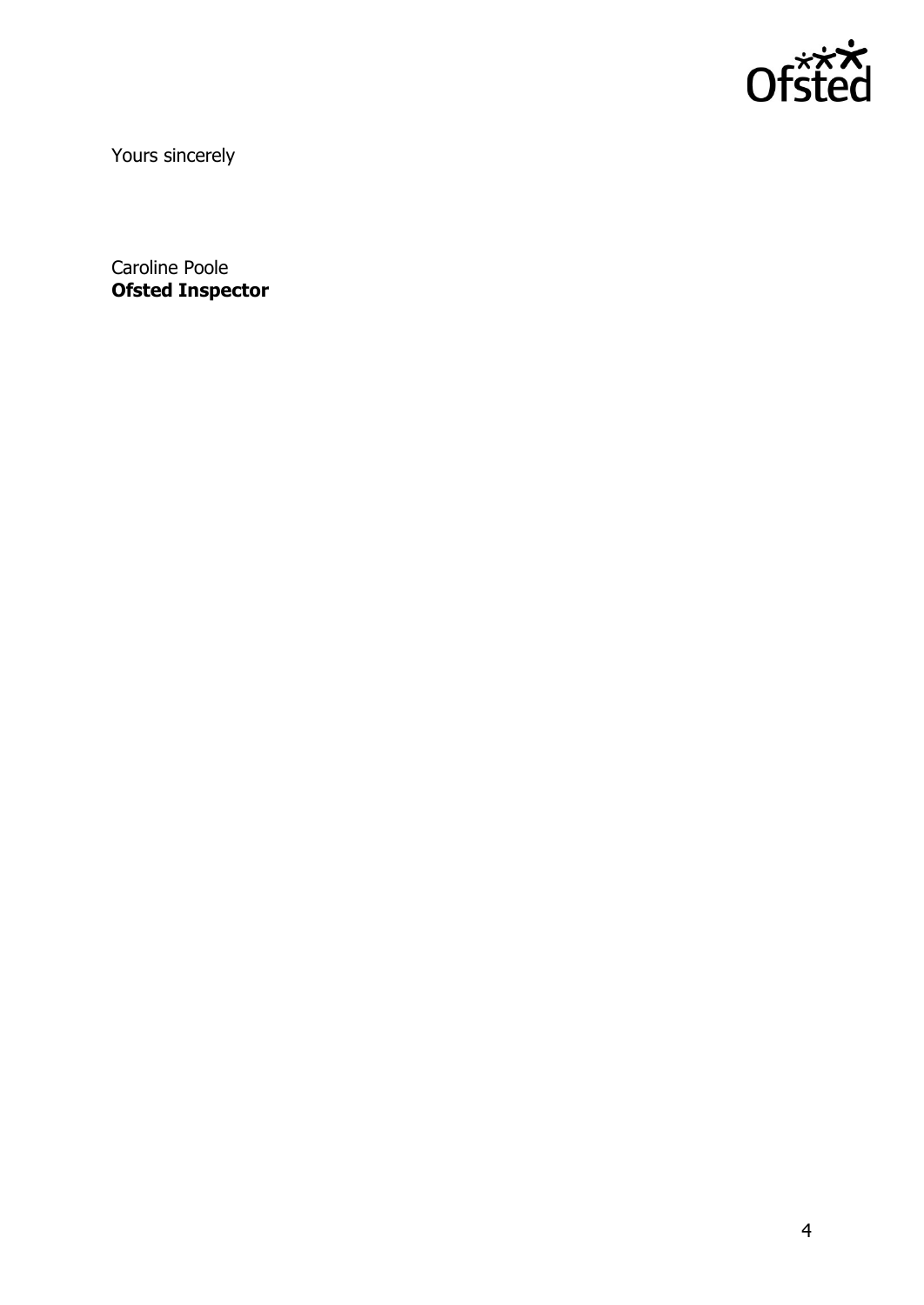Yours sincerely

Caroline Poole
**Ofsted Inspector**